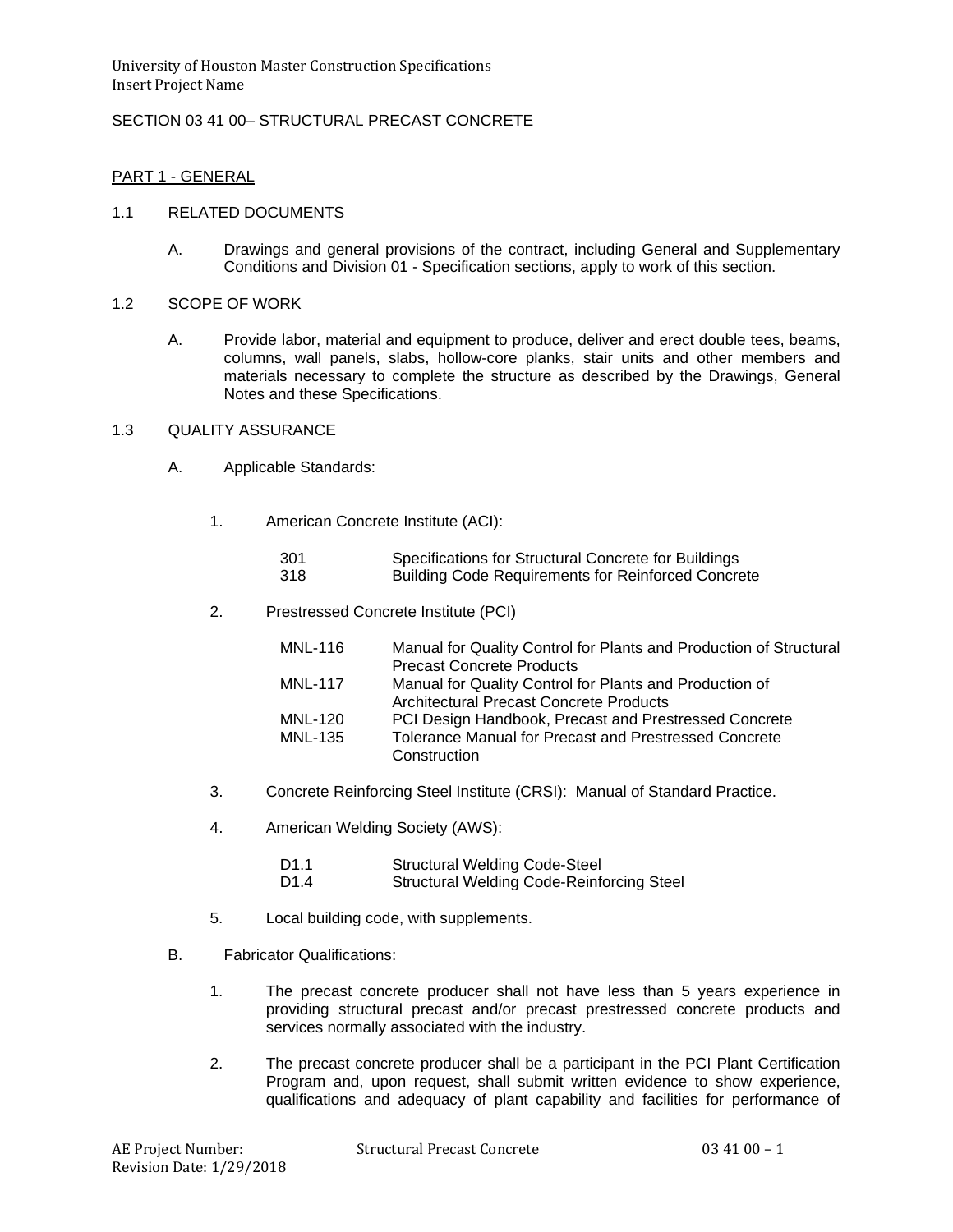# SECTION 03 41 00– STRUCTURAL PRECAST CONCRETE

## PART 1 - GENERAL

### 1.1 RELATED DOCUMENTS

A. Drawings and general provisions of the contract, including General and Supplementary Conditions and Division 01 - Specification sections, apply to work of this section.

### 1.2 SCOPE OF WORK

A. Provide labor, material and equipment to produce, deliver and erect double tees, beams, columns, wall panels, slabs, hollow-core planks, stair units and other members and materials necessary to complete the structure as described by the Drawings, General Notes and these Specifications.

### 1.3 QUALITY ASSURANCE

A. Applicable Standards:

1. American Concrete Institute (ACI):

   | | |
   |---|---|
   | 301 | Specifications for Structural Concrete for Buildings |
   | 318 | Building Code Requirements for Reinforced Concrete |

2. Prestressed Concrete Institute (PCI)

   | | |
   |---|---|
   | MNL-116 | Manual for Quality Control for Plants and Production of Structural Precast Concrete Products |
   | MNL-117 | Manual for Quality Control for Plants and Production of Architectural Precast Concrete Products |
   | MNL-120 | PCI Design Handbook, Precast and Prestressed Concrete |
   | MNL-135 | Tolerance Manual for Precast and Prestressed Concrete Construction |

3. Concrete Reinforcing Steel Institute (CRSI): Manual of Standard Practice.

4. American Welding Society (AWS):

   | | |
   |---|---|
   | D1.1 | Structural Welding Code-Steel |
   | D1.4 | Structural Welding Code-Reinforcing Steel |

5. Local building code, with supplements.

B. Fabricator Qualifications:

1. The precast concrete producer shall not have less than 5 years experience in providing structural precast and/or precast prestressed concrete products and services normally associated with the industry.

2. The precast concrete producer shall be a participant in the PCI Plant Certification Program and, upon request, shall submit written evidence to show experience, qualifications and adequacy of plant capability and facilities for performance of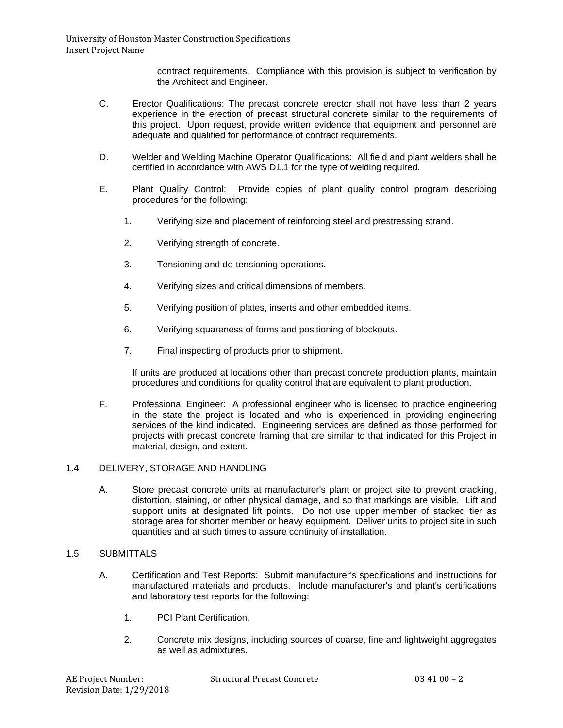contract requirements. Compliance with this provision is subject to verification by the Architect and Engineer.

C. Erector Qualifications: The precast concrete erector shall not have less than 2 years experience in the erection of precast structural concrete similar to the requirements of this project. Upon request, provide written evidence that equipment and personnel are adequate and qualified for performance of contract requirements.

D. Welder and Welding Machine Operator Qualifications: All field and plant welders shall be certified in accordance with AWS D1.1 for the type of welding required.

E. Plant Quality Control: Provide copies of plant quality control program describing procedures for the following:

1. Verifying size and placement of reinforcing steel and prestressing strand.

2. Verifying strength of concrete.

3. Tensioning and de-tensioning operations.

4. Verifying sizes and critical dimensions of members.

5. Verifying position of plates, inserts and other embedded items.

6. Verifying squareness of forms and positioning of blockouts.

7. Final inspecting of products prior to shipment.

If units are produced at locations other than precast concrete production plants, maintain procedures and conditions for quality control that are equivalent to plant production.

F. Professional Engineer: A professional engineer who is licensed to practice engineering in the state the project is located and who is experienced in providing engineering services of the kind indicated. Engineering services are defined as those performed for projects with precast concrete framing that are similar to that indicated for this Project in material, design, and extent.

## 1.4 DELIVERY, STORAGE AND HANDLING

A. Store precast concrete units at manufacturer's plant or project site to prevent cracking, distortion, staining, or other physical damage, and so that markings are visible. Lift and support units at designated lift points. Do not use upper member of stacked tier as storage area for shorter member or heavy equipment. Deliver units to project site in such quantities and at such times to assure continuity of installation.

## 1.5 SUBMITTALS

A. Certification and Test Reports: Submit manufacturer's specifications and instructions for manufactured materials and products. Include manufacturer's and plant's certifications and laboratory test reports for the following:

1. PCI Plant Certification.

2. Concrete mix designs, including sources of coarse, fine and lightweight aggregates as well as admixtures.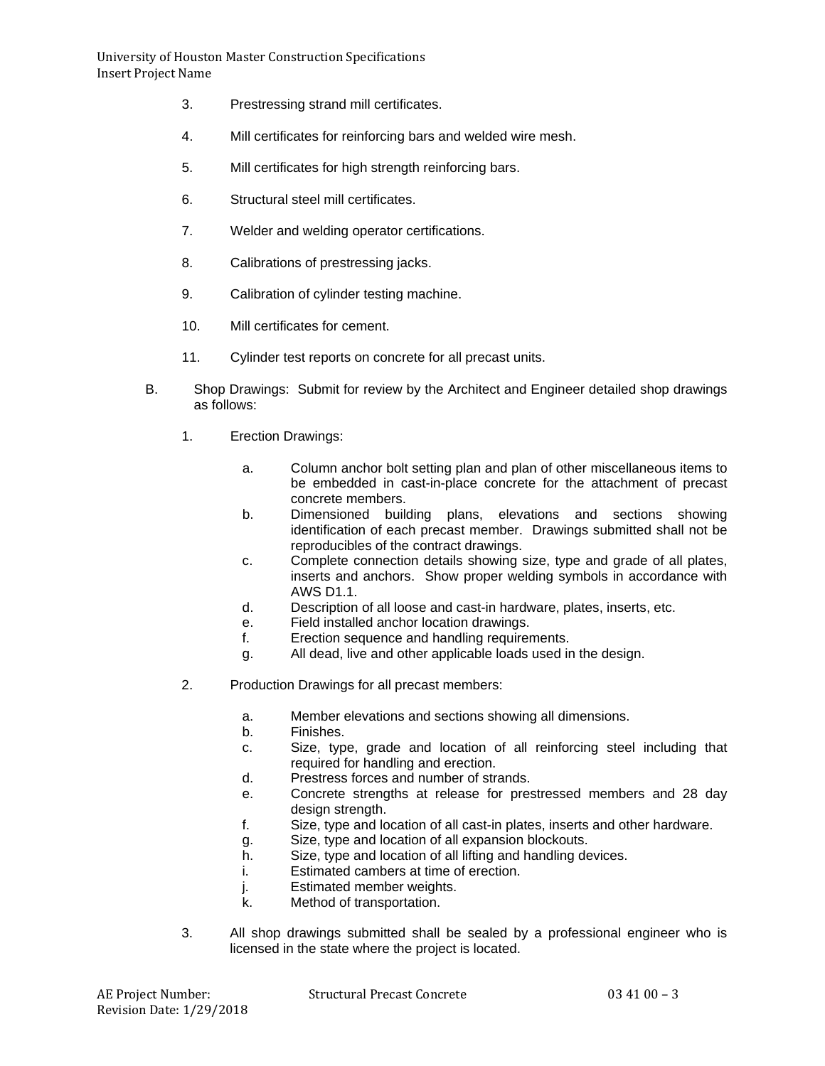3. Prestressing strand mill certificates.

4. Mill certificates for reinforcing bars and welded wire mesh.

5. Mill certificates for high strength reinforcing bars.

6. Structural steel mill certificates.

7. Welder and welding operator certifications.

8. Calibrations of prestressing jacks.

9. Calibration of cylinder testing machine.

10. Mill certificates for cement.

11. Cylinder test reports on concrete for all precast units.

B. Shop Drawings: Submit for review by the Architect and Engineer detailed shop drawings as follows:

1. Erection Drawings:

   a. Column anchor bolt setting plan and plan of other miscellaneous items to be embedded in cast-in-place concrete for the attachment of precast concrete members.
   b. Dimensioned building plans, elevations and sections showing identification of each precast member. Drawings submitted shall not be reproducibles of the contract drawings.
   c. Complete connection details showing size, type and grade of all plates, inserts and anchors. Show proper welding symbols in accordance with AWS D1.1.
   d. Description of all loose and cast-in hardware, plates, inserts, etc.
   e. Field installed anchor location drawings.
   f. Erection sequence and handling requirements.
   g. All dead, live and other applicable loads used in the design.

2. Production Drawings for all precast members:

   a. Member elevations and sections showing all dimensions.
   b. Finishes.
   c. Size, type, grade and location of all reinforcing steel including that required for handling and erection.
   d. Prestress forces and number of strands.
   e. Concrete strengths at release for prestressed members and 28 day design strength.
   f. Size, type and location of all cast-in plates, inserts and other hardware.
   g. Size, type and location of all expansion blockouts.
   h. Size, type and location of all lifting and handling devices.
   i. Estimated cambers at time of erection.
   j. Estimated member weights.
   k. Method of transportation.

3. All shop drawings submitted shall be sealed by a professional engineer who is licensed in the state where the project is located.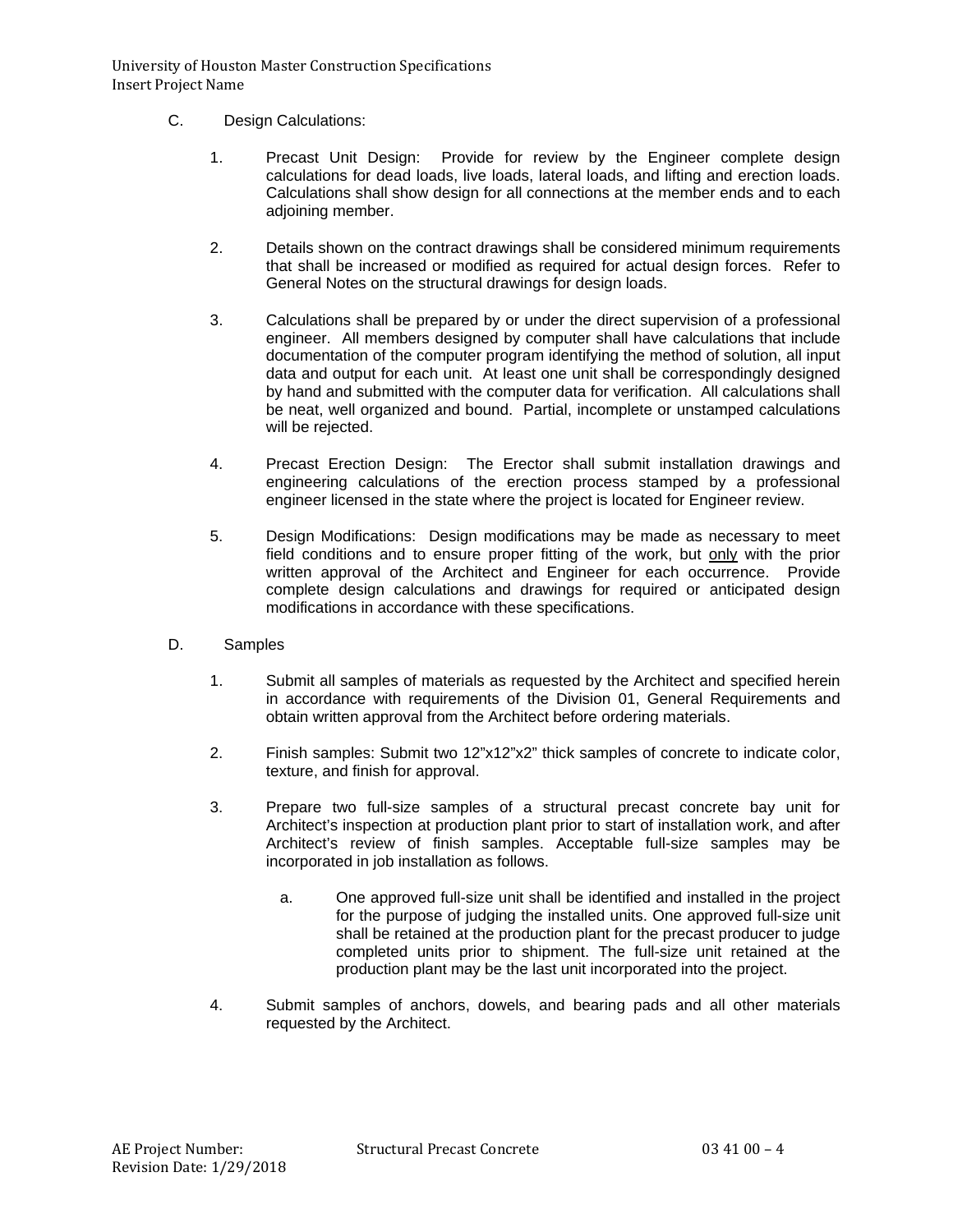C. Design Calculations:

1. Precast Unit Design: Provide for review by the Engineer complete design calculations for dead loads, live loads, lateral loads, and lifting and erection loads. Calculations shall show design for all connections at the member ends and to each adjoining member.

2. Details shown on the contract drawings shall be considered minimum requirements that shall be increased or modified as required for actual design forces. Refer to General Notes on the structural drawings for design loads.

3. Calculations shall be prepared by or under the direct supervision of a professional engineer. All members designed by computer shall have calculations that include documentation of the computer program identifying the method of solution, all input data and output for each unit. At least one unit shall be correspondingly designed by hand and submitted with the computer data for verification. All calculations shall be neat, well organized and bound. Partial, incomplete or unstamped calculations will be rejected.

4. Precast Erection Design: The Erector shall submit installation drawings and engineering calculations of the erection process stamped by a professional engineer licensed in the state where the project is located for Engineer review.

5. Design Modifications: Design modifications may be made as necessary to meet field conditions and to ensure proper fitting of the work, but only with the prior written approval of the Architect and Engineer for each occurrence. Provide complete design calculations and drawings for required or anticipated design modifications in accordance with these specifications.

D. Samples

1. Submit all samples of materials as requested by the Architect and specified herein in accordance with requirements of the Division 01, General Requirements and obtain written approval from the Architect before ordering materials.

2. Finish samples: Submit two 12"x12"x2" thick samples of concrete to indicate color, texture, and finish for approval.

3. Prepare two full-size samples of a structural precast concrete bay unit for Architect's inspection at production plant prior to start of installation work, and after Architect's review of finish samples. Acceptable full-size samples may be incorporated in job installation as follows.

   a. One approved full-size unit shall be identified and installed in the project for the purpose of judging the installed units. One approved full-size unit shall be retained at the production plant for the precast producer to judge completed units prior to shipment. The full-size unit retained at the production plant may be the last unit incorporated into the project.

4. Submit samples of anchors, dowels, and bearing pads and all other materials requested by the Architect.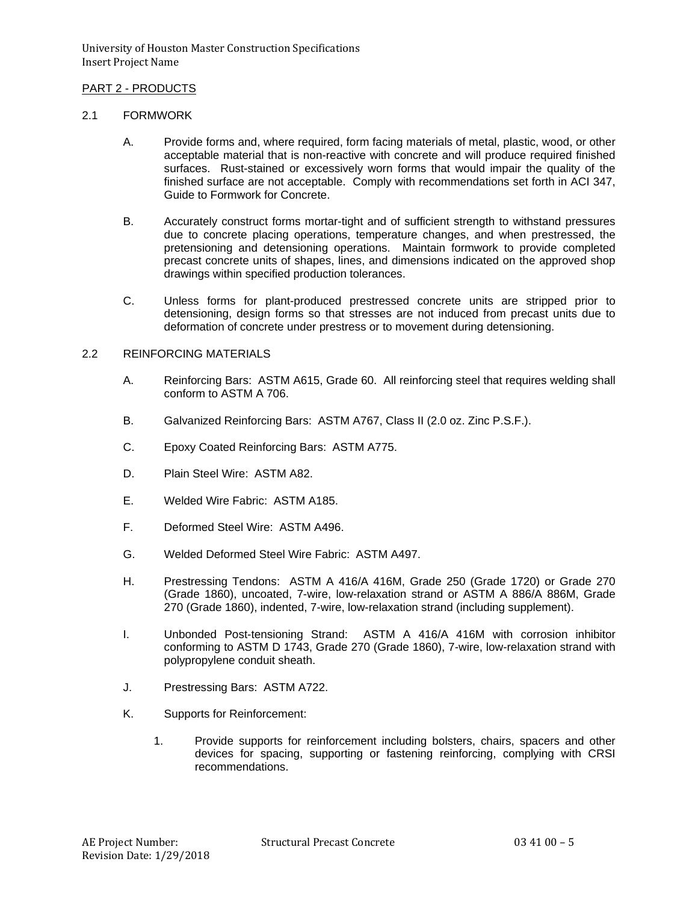## PART 2 - PRODUCTS

### 2.1 FORMWORK

A. Provide forms and, where required, form facing materials of metal, plastic, wood, or other acceptable material that is non-reactive with concrete and will produce required finished surfaces. Rust-stained or excessively worn forms that would impair the quality of the finished surface are not acceptable. Comply with recommendations set forth in ACI 347, Guide to Formwork for Concrete.

B. Accurately construct forms mortar-tight and of sufficient strength to withstand pressures due to concrete placing operations, temperature changes, and when prestressed, the pretensioning and detensioning operations. Maintain formwork to provide completed precast concrete units of shapes, lines, and dimensions indicated on the approved shop drawings within specified production tolerances.

C. Unless forms for plant-produced prestressed concrete units are stripped prior to detensioning, design forms so that stresses are not induced from precast units due to deformation of concrete under prestress or to movement during detensioning.

### 2.2 REINFORCING MATERIALS

A. Reinforcing Bars: ASTM A615, Grade 60. All reinforcing steel that requires welding shall conform to ASTM A 706.

B. Galvanized Reinforcing Bars: ASTM A767, Class II (2.0 oz. Zinc P.S.F.).

C. Epoxy Coated Reinforcing Bars: ASTM A775.

D. Plain Steel Wire: ASTM A82.

E. Welded Wire Fabric: ASTM A185.

F. Deformed Steel Wire: ASTM A496.

G. Welded Deformed Steel Wire Fabric: ASTM A497.

H. Prestressing Tendons: ASTM A 416/A 416M, Grade 250 (Grade 1720) or Grade 270 (Grade 1860), uncoated, 7-wire, low-relaxation strand or ASTM A 886/A 886M, Grade 270 (Grade 1860), indented, 7-wire, low-relaxation strand (including supplement).

I. Unbonded Post-tensioning Strand: ASTM A 416/A 416M with corrosion inhibitor conforming to ASTM D 1743, Grade 270 (Grade 1860), 7-wire, low-relaxation strand with polypropylene conduit sheath.

J. Prestressing Bars: ASTM A722.

K. Supports for Reinforcement:

1. Provide supports for reinforcement including bolsters, chairs, spacers and other devices for spacing, supporting or fastening reinforcing, complying with CRSI recommendations.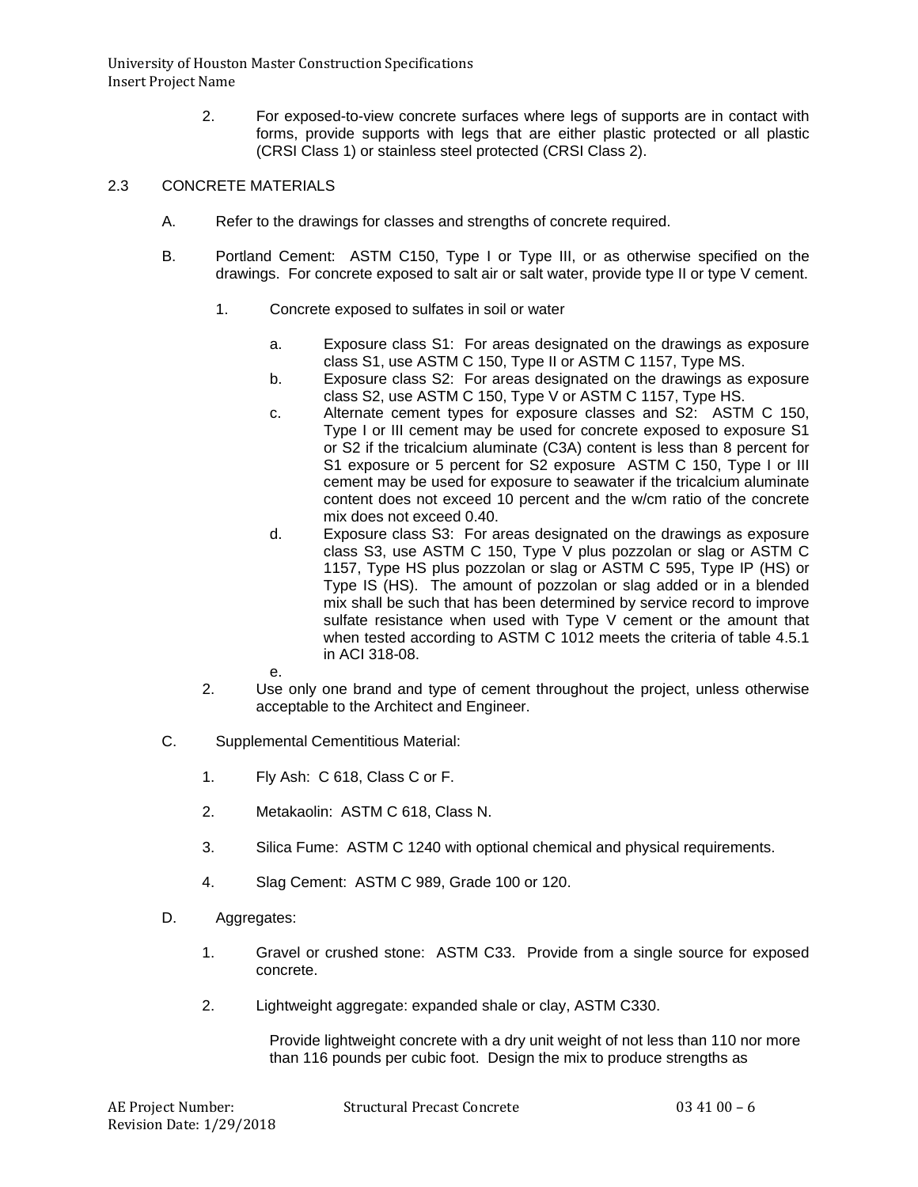2. For exposed-to-view concrete surfaces where legs of supports are in contact with forms, provide supports with legs that are either plastic protected or all plastic (CRSI Class 1) or stainless steel protected (CRSI Class 2).

## 2.3 CONCRETE MATERIALS

A. Refer to the drawings for classes and strengths of concrete required.

B. Portland Cement: ASTM C150, Type I or Type III, or as otherwise specified on the drawings. For concrete exposed to salt air or salt water, provide type II or type V cement.

   1. Concrete exposed to sulfates in soil or water

      a. Exposure class S1: For areas designated on the drawings as exposure class S1, use ASTM C 150, Type II or ASTM C 1157, Type MS.

      b. Exposure class S2: For areas designated on the drawings as exposure class S2, use ASTM C 150, Type V or ASTM C 1157, Type HS.

      c. Alternate cement types for exposure classes and S2: ASTM C 150, Type I or III cement may be used for concrete exposed to exposure S1 or S2 if the tricalcium aluminate (C3A) content is less than 8 percent for S1 exposure or 5 percent for S2 exposure ASTM C 150, Type I or III cement may be used for exposure to seawater if the tricalcium aluminate content does not exceed 10 percent and the w/cm ratio of the concrete mix does not exceed 0.40.

      d. Exposure class S3: For areas designated on the drawings as exposure class S3, use ASTM C 150, Type V plus pozzolan or slag or ASTM C 1157, Type HS plus pozzolan or slag or ASTM C 595, Type IP (HS) or Type IS (HS). The amount of pozzolan or slag added or in a blended mix shall be such that has been determined by service record to improve sulfate resistance when used with Type V cement or the amount that when tested according to ASTM C 1012 meets the criteria of table 4.5.1 in ACI 318-08.

      e.

   2. Use only one brand and type of cement throughout the project, unless otherwise acceptable to the Architect and Engineer.

C. Supplemental Cementitious Material:

   1. Fly Ash: C 618, Class C or F.

   2. Metakaolin: ASTM C 618, Class N.

   3. Silica Fume: ASTM C 1240 with optional chemical and physical requirements.

   4. Slag Cement: ASTM C 989, Grade 100 or 120.

D. Aggregates:

   1. Gravel or crushed stone: ASTM C33. Provide from a single source for exposed concrete.

   2. Lightweight aggregate: expanded shale or clay, ASTM C330.

      Provide lightweight concrete with a dry unit weight of not less than 110 nor more than 116 pounds per cubic foot. Design the mix to produce strengths as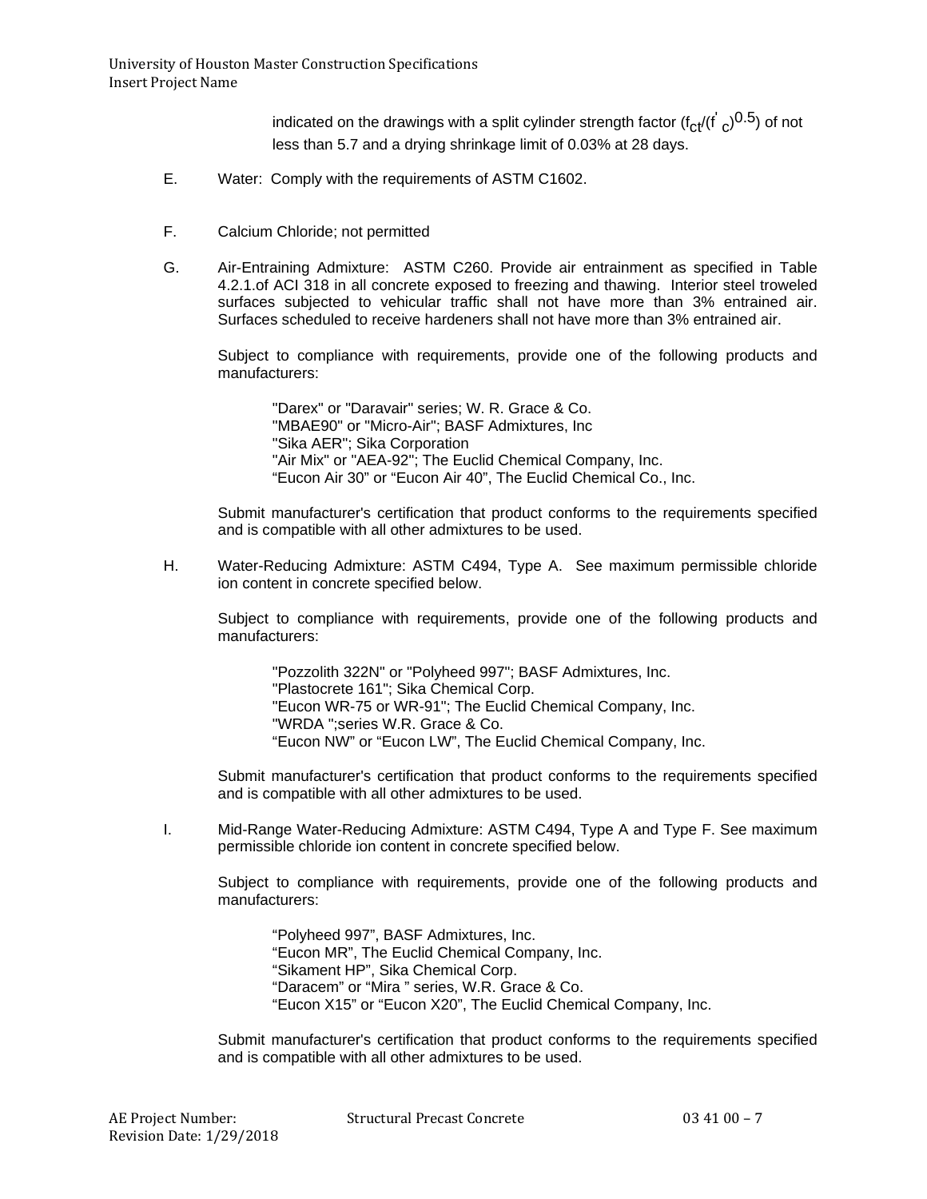indicated on the drawings with a split cylinder strength factor ($f_{ct}/(f'_c)^{0.5}$) of not less than 5.7 and a drying shrinkage limit of 0.03% at 28 days.

E. Water: Comply with the requirements of ASTM C1602.

F. Calcium Chloride; not permitted

G. Air-Entraining Admixture: ASTM C260. Provide air entrainment as specified in Table 4.2.1.of ACI 318 in all concrete exposed to freezing and thawing. Interior steel troweled surfaces subjected to vehicular traffic shall not have more than 3% entrained air. Surfaces scheduled to receive hardeners shall not have more than 3% entrained air.

Subject to compliance with requirements, provide one of the following products and manufacturers:

"Darex" or "Daravair" series; W. R. Grace & Co.
"MBAE90" or "Micro-Air"; BASF Admixtures, Inc
"Sika AER"; Sika Corporation
"Air Mix" or "AEA-92"; The Euclid Chemical Company, Inc.
"Eucon Air 30" or "Eucon Air 40", The Euclid Chemical Co., Inc.

Submit manufacturer's certification that product conforms to the requirements specified and is compatible with all other admixtures to be used.

H. Water-Reducing Admixture: ASTM C494, Type A. See maximum permissible chloride ion content in concrete specified below.

Subject to compliance with requirements, provide one of the following products and manufacturers:

"Pozzolith 322N" or "Polyheed 997"; BASF Admixtures, Inc.
"Plastocrete 161"; Sika Chemical Corp.
"Eucon WR-75 or WR-91"; The Euclid Chemical Company, Inc.
"WRDA ";series W.R. Grace & Co.
"Eucon NW" or "Eucon LW", The Euclid Chemical Company, Inc.

Submit manufacturer's certification that product conforms to the requirements specified and is compatible with all other admixtures to be used.

I. Mid-Range Water-Reducing Admixture: ASTM C494, Type A and Type F. See maximum permissible chloride ion content in concrete specified below.

Subject to compliance with requirements, provide one of the following products and manufacturers:

"Polyheed 997", BASF Admixtures, Inc.
"Eucon MR", The Euclid Chemical Company, Inc.
"Sikament HP", Sika Chemical Corp.
"Daracem" or "Mira " series, W.R. Grace & Co.
"Eucon X15" or "Eucon X20", The Euclid Chemical Company, Inc.

Submit manufacturer's certification that product conforms to the requirements specified and is compatible with all other admixtures to be used.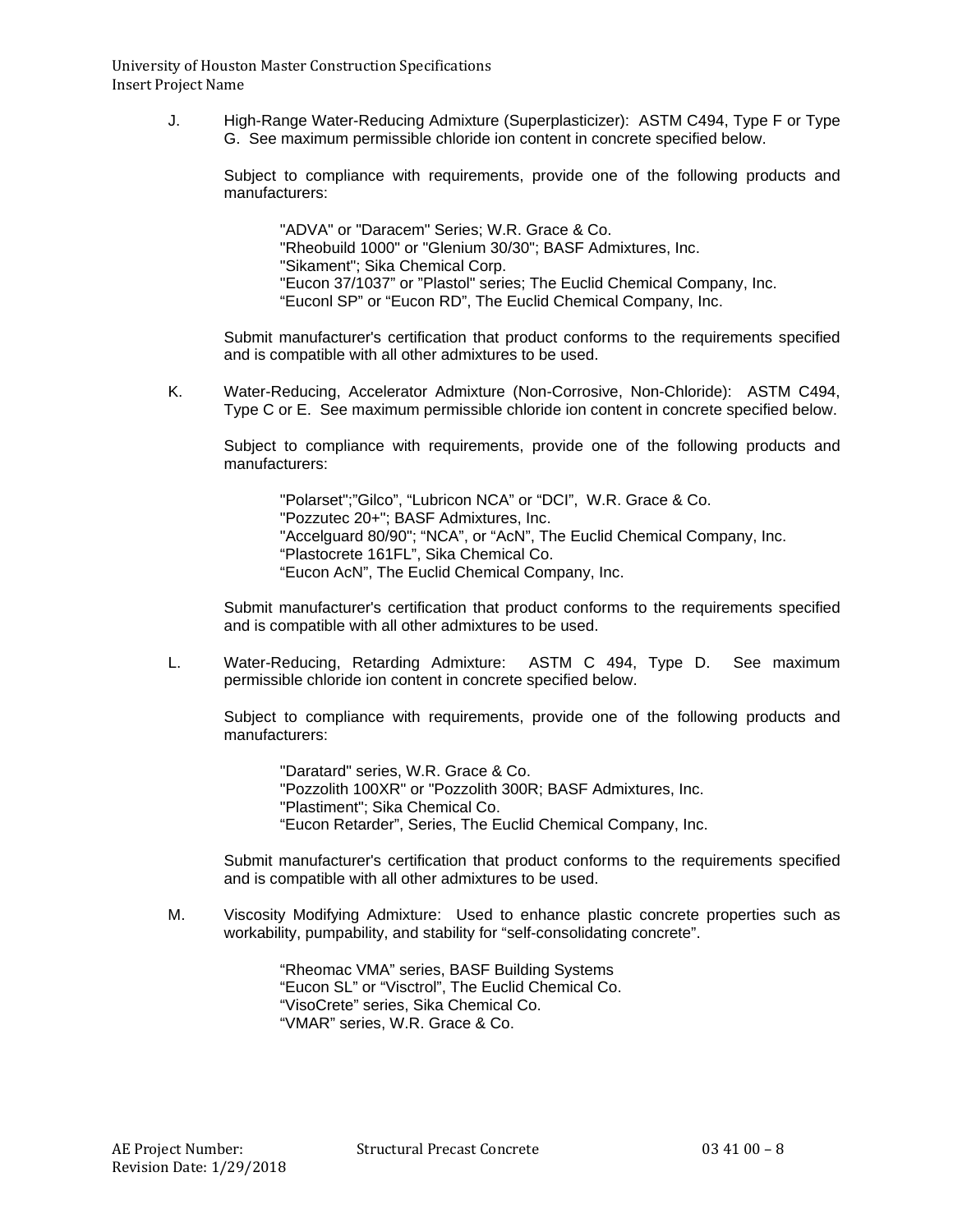J. High-Range Water-Reducing Admixture (Superplasticizer): ASTM C494, Type F or Type G. See maximum permissible chloride ion content in concrete specified below.

Subject to compliance with requirements, provide one of the following products and manufacturers:

"ADVA" or "Daracem" Series; W.R. Grace & Co.
"Rheobuild 1000" or "Glenium 30/30"; BASF Admixtures, Inc.
"Sikament"; Sika Chemical Corp.
"Eucon 37/1037" or "Plastol" series; The Euclid Chemical Company, Inc.
"Euconl SP" or "Eucon RD", The Euclid Chemical Company, Inc.

Submit manufacturer's certification that product conforms to the requirements specified and is compatible with all other admixtures to be used.

K. Water-Reducing, Accelerator Admixture (Non-Corrosive, Non-Chloride): ASTM C494, Type C or E. See maximum permissible chloride ion content in concrete specified below.

Subject to compliance with requirements, provide one of the following products and manufacturers:

"Polarset";"Gilco", "Lubricon NCA" or "DCI", W.R. Grace & Co.
"Pozzutec 20+"; BASF Admixtures, Inc.
"Accelguard 80/90"; "NCA", or "AcN", The Euclid Chemical Company, Inc.
"Plastocrete 161FL", Sika Chemical Co.
"Eucon AcN", The Euclid Chemical Company, Inc.

Submit manufacturer's certification that product conforms to the requirements specified and is compatible with all other admixtures to be used.

L. Water-Reducing, Retarding Admixture: ASTM C 494, Type D. See maximum permissible chloride ion content in concrete specified below.

Subject to compliance with requirements, provide one of the following products and manufacturers:

"Daratard" series, W.R. Grace & Co.
"Pozzolith 100XR" or "Pozzolith 300R; BASF Admixtures, Inc.
"Plastiment"; Sika Chemical Co.
"Eucon Retarder", Series, The Euclid Chemical Company, Inc.

Submit manufacturer's certification that product conforms to the requirements specified and is compatible with all other admixtures to be used.

M. Viscosity Modifying Admixture: Used to enhance plastic concrete properties such as workability, pumpability, and stability for "self-consolidating concrete".

"Rheomac VMA" series, BASF Building Systems
"Eucon SL" or "Visctrol", The Euclid Chemical Co.
"VisoCrete" series, Sika Chemical Co.
"VMAR" series, W.R. Grace & Co.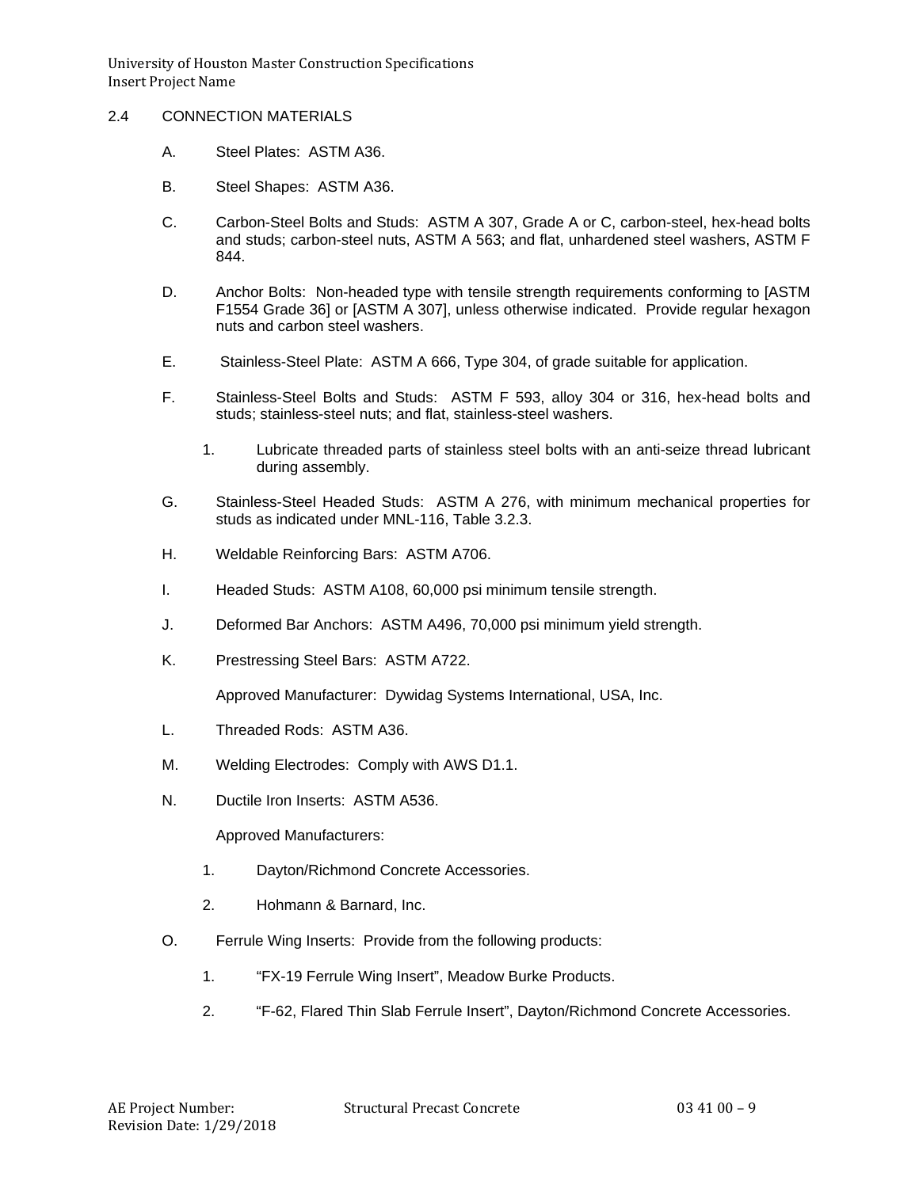## 2.4 CONNECTION MATERIALS

A. Steel Plates: ASTM A36.

B. Steel Shapes: ASTM A36.

C. Carbon-Steel Bolts and Studs: ASTM A 307, Grade A or C, carbon-steel, hex-head bolts and studs; carbon-steel nuts, ASTM A 563; and flat, unhardened steel washers, ASTM F 844.

D. Anchor Bolts: Non-headed type with tensile strength requirements conforming to [ASTM F1554 Grade 36] or [ASTM A 307], unless otherwise indicated. Provide regular hexagon nuts and carbon steel washers.

E. Stainless-Steel Plate: ASTM A 666, Type 304, of grade suitable for application.

F. Stainless-Steel Bolts and Studs: ASTM F 593, alloy 304 or 316, hex-head bolts and studs; stainless-steel nuts; and flat, stainless-steel washers.

   1. Lubricate threaded parts of stainless steel bolts with an anti-seize thread lubricant during assembly.

G. Stainless-Steel Headed Studs: ASTM A 276, with minimum mechanical properties for studs as indicated under MNL-116, Table 3.2.3.

H. Weldable Reinforcing Bars: ASTM A706.

I. Headed Studs: ASTM A108, 60,000 psi minimum tensile strength.

J. Deformed Bar Anchors: ASTM A496, 70,000 psi minimum yield strength.

K. Prestressing Steel Bars: ASTM A722.

   Approved Manufacturer: Dywidag Systems International, USA, Inc.

L. Threaded Rods: ASTM A36.

M. Welding Electrodes: Comply with AWS D1.1.

N. Ductile Iron Inserts: ASTM A536.

   Approved Manufacturers:

   1. Dayton/Richmond Concrete Accessories.

   2. Hohmann & Barnard, Inc.

O. Ferrule Wing Inserts: Provide from the following products:

   1. "FX-19 Ferrule Wing Insert", Meadow Burke Products.

   2. "F-62, Flared Thin Slab Ferrule Insert", Dayton/Richmond Concrete Accessories.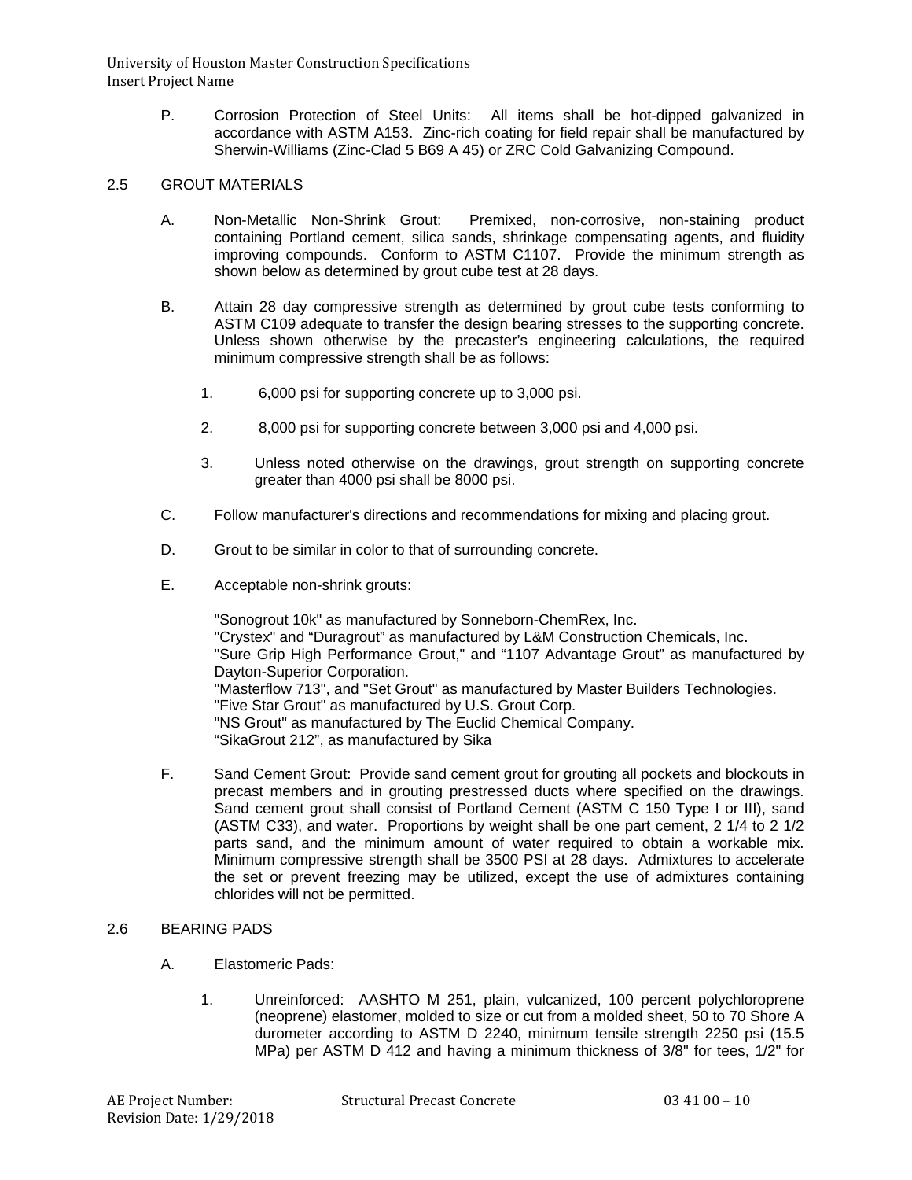P. Corrosion Protection of Steel Units: All items shall be hot-dipped galvanized in accordance with ASTM A153. Zinc-rich coating for field repair shall be manufactured by Sherwin-Williams (Zinc-Clad 5 B69 A 45) or ZRC Cold Galvanizing Compound.

## 2.5 GROUT MATERIALS

A. Non-Metallic Non-Shrink Grout: Premixed, non-corrosive, non-staining product containing Portland cement, silica sands, shrinkage compensating agents, and fluidity improving compounds. Conform to ASTM C1107. Provide the minimum strength as shown below as determined by grout cube test at 28 days.

B. Attain 28 day compressive strength as determined by grout cube tests conforming to ASTM C109 adequate to transfer the design bearing stresses to the supporting concrete. Unless shown otherwise by the precaster's engineering calculations, the required minimum compressive strength shall be as follows:

1. 6,000 psi for supporting concrete up to 3,000 psi.

2. 8,000 psi for supporting concrete between 3,000 psi and 4,000 psi.

3. Unless noted otherwise on the drawings, grout strength on supporting concrete greater than 4000 psi shall be 8000 psi.

C. Follow manufacturer's directions and recommendations for mixing and placing grout.

D. Grout to be similar in color to that of surrounding concrete.

E. Acceptable non-shrink grouts:

"Sonogrout 10k" as manufactured by Sonneborn-ChemRex, Inc.
"Crystex" and "Duragrout" as manufactured by L&M Construction Chemicals, Inc.
"Sure Grip High Performance Grout," and "1107 Advantage Grout" as manufactured by Dayton-Superior Corporation.
"Masterflow 713", and "Set Grout" as manufactured by Master Builders Technologies.
"Five Star Grout" as manufactured by U.S. Grout Corp.
"NS Grout" as manufactured by The Euclid Chemical Company.
"SikaGrout 212", as manufactured by Sika

F. Sand Cement Grout: Provide sand cement grout for grouting all pockets and blockouts in precast members and in grouting prestressed ducts where specified on the drawings. Sand cement grout shall consist of Portland Cement (ASTM C 150 Type I or III), sand (ASTM C33), and water. Proportions by weight shall be one part cement, 2 1/4 to 2 1/2 parts sand, and the minimum amount of water required to obtain a workable mix. Minimum compressive strength shall be 3500 PSI at 28 days. Admixtures to accelerate the set or prevent freezing may be utilized, except the use of admixtures containing chlorides will not be permitted.

## 2.6 BEARING PADS

A. Elastomeric Pads:

1. Unreinforced: AASHTO M 251, plain, vulcanized, 100 percent polychloroprene (neoprene) elastomer, molded to size or cut from a molded sheet, 50 to 70 Shore A durometer according to ASTM D 2240, minimum tensile strength 2250 psi (15.5 MPa) per ASTM D 412 and having a minimum thickness of 3/8" for tees, 1/2" for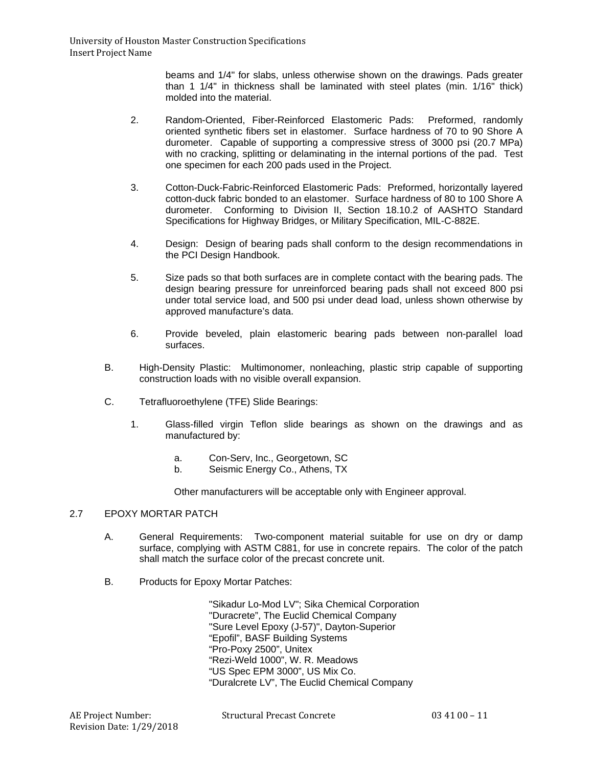beams and 1/4" for slabs, unless otherwise shown on the drawings. Pads greater than 1 1/4" in thickness shall be laminated with steel plates (min. 1/16" thick) molded into the material.

2. Random-Oriented, Fiber-Reinforced Elastomeric Pads: Preformed, randomly oriented synthetic fibers set in elastomer. Surface hardness of 70 to 90 Shore A durometer. Capable of supporting a compressive stress of 3000 psi (20.7 MPa) with no cracking, splitting or delaminating in the internal portions of the pad. Test one specimen for each 200 pads used in the Project.

3. Cotton-Duck-Fabric-Reinforced Elastomeric Pads: Preformed, horizontally layered cotton-duck fabric bonded to an elastomer. Surface hardness of 80 to 100 Shore A durometer. Conforming to Division II, Section 18.10.2 of AASHTO Standard Specifications for Highway Bridges, or Military Specification, MIL-C-882E.

4. Design: Design of bearing pads shall conform to the design recommendations in the PCI Design Handbook.

5. Size pads so that both surfaces are in complete contact with the bearing pads. The design bearing pressure for unreinforced bearing pads shall not exceed 800 psi under total service load, and 500 psi under dead load, unless shown otherwise by approved manufacture's data.

6. Provide beveled, plain elastomeric bearing pads between non-parallel load surfaces.

B. High-Density Plastic: Multimonomer, nonleaching, plastic strip capable of supporting construction loads with no visible overall expansion.

C. Tetrafluoroethylene (TFE) Slide Bearings:

1. Glass-filled virgin Teflon slide bearings as shown on the drawings and as manufactured by:

   a. Con-Serv, Inc., Georgetown, SC
   b. Seismic Energy Co., Athens, TX

   Other manufacturers will be acceptable only with Engineer approval.

## 2.7 EPOXY MORTAR PATCH

A. General Requirements: Two-component material suitable for use on dry or damp surface, complying with ASTM C881, for use in concrete repairs. The color of the patch shall match the surface color of the precast concrete unit.

B. Products for Epoxy Mortar Patches:

"Sikadur Lo-Mod LV"; Sika Chemical Corporation
"Duracrete", The Euclid Chemical Company
"Sure Level Epoxy (J-57)", Dayton-Superior
"Epofil", BASF Building Systems
"Pro-Poxy 2500", Unitex
"Rezi-Weld 1000", W. R. Meadows
"US Spec EPM 3000", US Mix Co.
"Duralcrete LV", The Euclid Chemical Company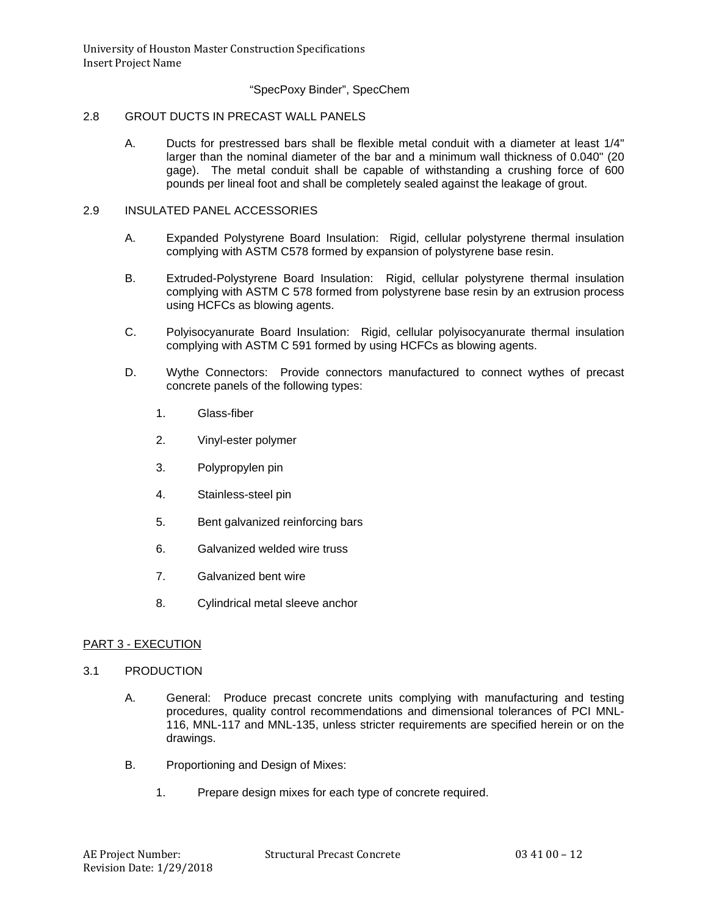"SpecPoxy Binder", SpecChem

## 2.8 GROUT DUCTS IN PRECAST WALL PANELS

A. Ducts for prestressed bars shall be flexible metal conduit with a diameter at least 1/4" larger than the nominal diameter of the bar and a minimum wall thickness of 0.040" (20 gage). The metal conduit shall be capable of withstanding a crushing force of 600 pounds per lineal foot and shall be completely sealed against the leakage of grout.

## 2.9 INSULATED PANEL ACCESSORIES

A. Expanded Polystyrene Board Insulation: Rigid, cellular polystyrene thermal insulation complying with ASTM C578 formed by expansion of polystyrene base resin.

B. Extruded-Polystyrene Board Insulation: Rigid, cellular polystyrene thermal insulation complying with ASTM C 578 formed from polystyrene base resin by an extrusion process using HCFCs as blowing agents.

C. Polyisocyanurate Board Insulation: Rigid, cellular polyisocyanurate thermal insulation complying with ASTM C 591 formed by using HCFCs as blowing agents.

D. Wythe Connectors: Provide connectors manufactured to connect wythes of precast concrete panels of the following types:

1. Glass-fiber
2. Vinyl-ester polymer
3. Polypropylen pin
4. Stainless-steel pin
5. Bent galvanized reinforcing bars
6. Galvanized welded wire truss
7. Galvanized bent wire
8. Cylindrical metal sleeve anchor

# PART 3 - EXECUTION

## 3.1 PRODUCTION

A. General: Produce precast concrete units complying with manufacturing and testing procedures, quality control recommendations and dimensional tolerances of PCI MNL-116, MNL-117 and MNL-135, unless stricter requirements are specified herein or on the drawings.

B. Proportioning and Design of Mixes:

1. Prepare design mixes for each type of concrete required.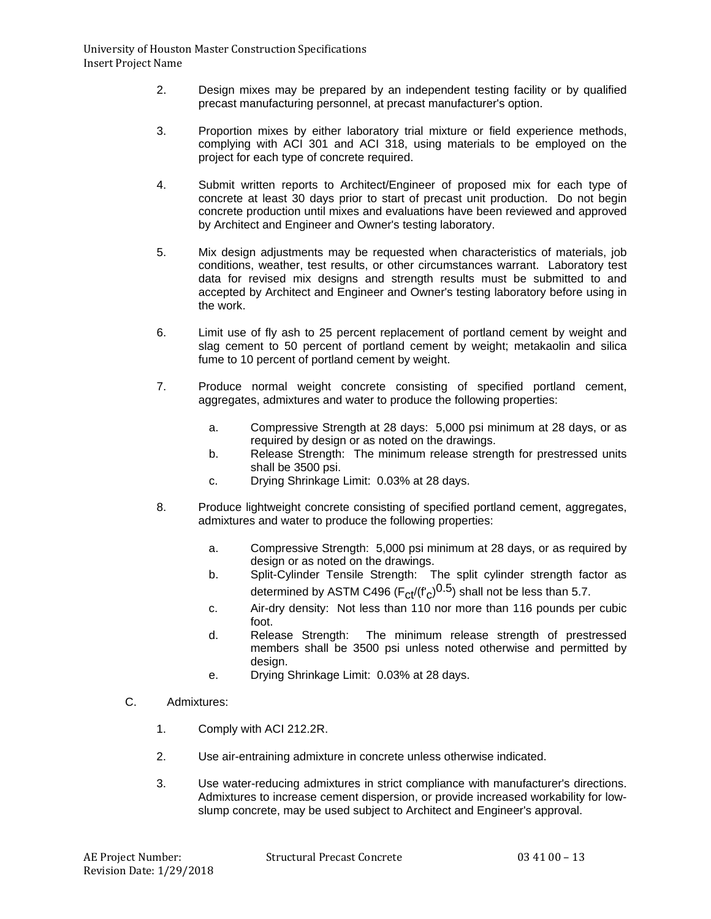2. Design mixes may be prepared by an independent testing facility or by qualified precast manufacturing personnel, at precast manufacturer's option.

3. Proportion mixes by either laboratory trial mixture or field experience methods, complying with ACI 301 and ACI 318, using materials to be employed on the project for each type of concrete required.

4. Submit written reports to Architect/Engineer of proposed mix for each type of concrete at least 30 days prior to start of precast unit production. Do not begin concrete production until mixes and evaluations have been reviewed and approved by Architect and Engineer and Owner's testing laboratory.

5. Mix design adjustments may be requested when characteristics of materials, job conditions, weather, test results, or other circumstances warrant. Laboratory test data for revised mix designs and strength results must be submitted to and accepted by Architect and Engineer and Owner's testing laboratory before using in the work.

6. Limit use of fly ash to 25 percent replacement of portland cement by weight and slag cement to 50 percent of portland cement by weight; metakaolin and silica fume to 10 percent of portland cement by weight.

7. Produce normal weight concrete consisting of specified portland cement, aggregates, admixtures and water to produce the following properties:

   a. Compressive Strength at 28 days: 5,000 psi minimum at 28 days, or as required by design or as noted on the drawings.
   b. Release Strength: The minimum release strength for prestressed units shall be 3500 psi.
   c. Drying Shrinkage Limit: 0.03% at 28 days.

8. Produce lightweight concrete consisting of specified portland cement, aggregates, admixtures and water to produce the following properties:

   a. Compressive Strength: 5,000 psi minimum at 28 days, or as required by design or as noted on the drawings.
   b. Split-Cylinder Tensile Strength: The split cylinder strength factor as determined by ASTM C496 ($F_{ct}/(f'_c)^{0.5}$) shall not be less than 5.7.
   c. Air-dry density: Not less than 110 nor more than 116 pounds per cubic foot.
   d. Release Strength: The minimum release strength of prestressed members shall be 3500 psi unless noted otherwise and permitted by design.
   e. Drying Shrinkage Limit: 0.03% at 28 days.

C. Admixtures:

1. Comply with ACI 212.2R.

2. Use air-entraining admixture in concrete unless otherwise indicated.

3. Use water-reducing admixtures in strict compliance with manufacturer's directions. Admixtures to increase cement dispersion, or provide increased workability for low-slump concrete, may be used subject to Architect and Engineer's approval.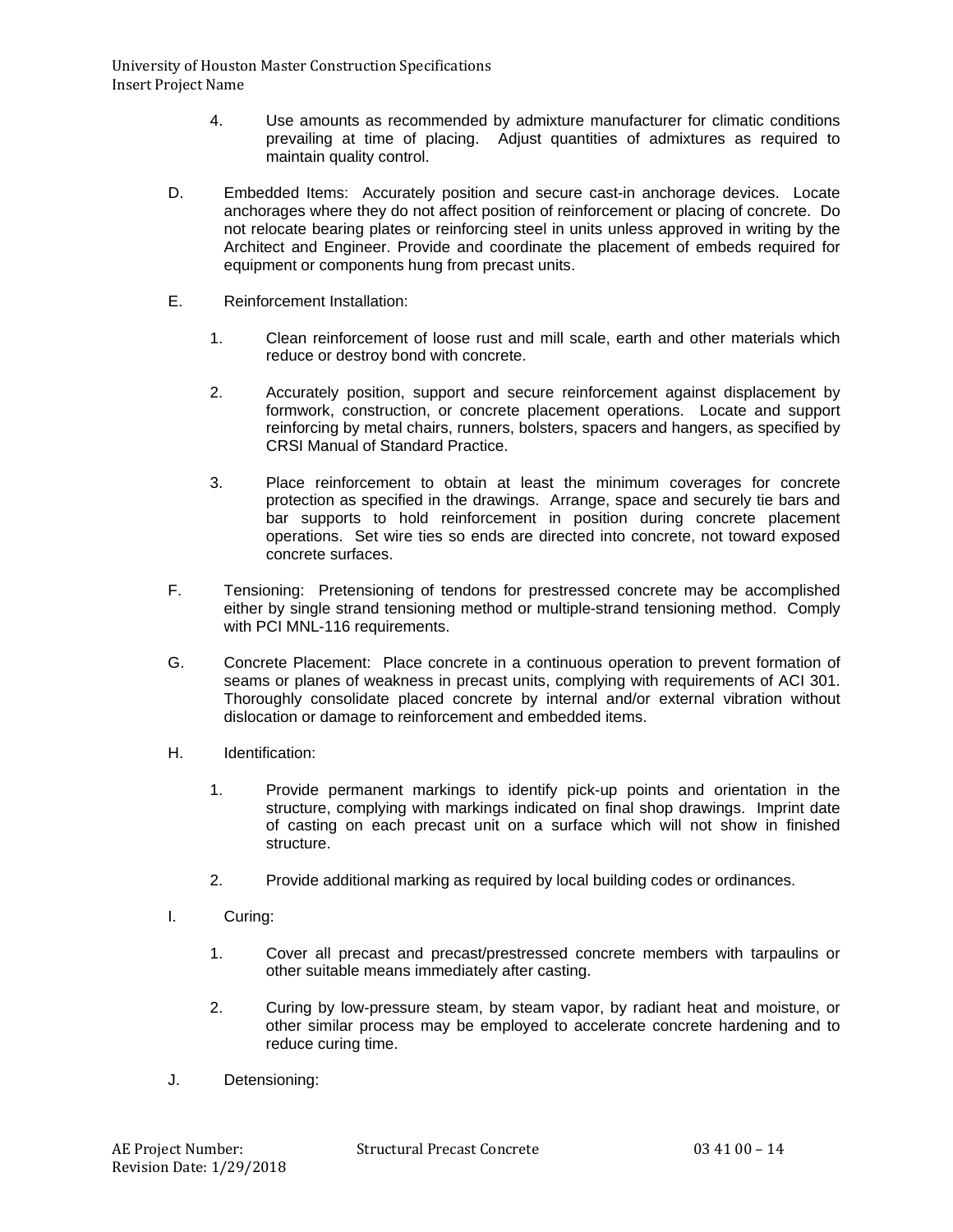4. Use amounts as recommended by admixture manufacturer for climatic conditions prevailing at time of placing. Adjust quantities of admixtures as required to maintain quality control.

D. Embedded Items: Accurately position and secure cast-in anchorage devices. Locate anchorages where they do not affect position of reinforcement or placing of concrete. Do not relocate bearing plates or reinforcing steel in units unless approved in writing by the Architect and Engineer. Provide and coordinate the placement of embeds required for equipment or components hung from precast units.

E. Reinforcement Installation:

1. Clean reinforcement of loose rust and mill scale, earth and other materials which reduce or destroy bond with concrete.

2. Accurately position, support and secure reinforcement against displacement by formwork, construction, or concrete placement operations. Locate and support reinforcing by metal chairs, runners, bolsters, spacers and hangers, as specified by CRSI Manual of Standard Practice.

3. Place reinforcement to obtain at least the minimum coverages for concrete protection as specified in the drawings. Arrange, space and securely tie bars and bar supports to hold reinforcement in position during concrete placement operations. Set wire ties so ends are directed into concrete, not toward exposed concrete surfaces.

F. Tensioning: Pretensioning of tendons for prestressed concrete may be accomplished either by single strand tensioning method or multiple-strand tensioning method. Comply with PCI MNL-116 requirements.

G. Concrete Placement: Place concrete in a continuous operation to prevent formation of seams or planes of weakness in precast units, complying with requirements of ACI 301. Thoroughly consolidate placed concrete by internal and/or external vibration without dislocation or damage to reinforcement and embedded items.

H. Identification:

1. Provide permanent markings to identify pick-up points and orientation in the structure, complying with markings indicated on final shop drawings. Imprint date of casting on each precast unit on a surface which will not show in finished structure.

2. Provide additional marking as required by local building codes or ordinances.

I. Curing:

1. Cover all precast and precast/prestressed concrete members with tarpaulins or other suitable means immediately after casting.

2. Curing by low-pressure steam, by steam vapor, by radiant heat and moisture, or other similar process may be employed to accelerate concrete hardening and to reduce curing time.

J. Detensioning: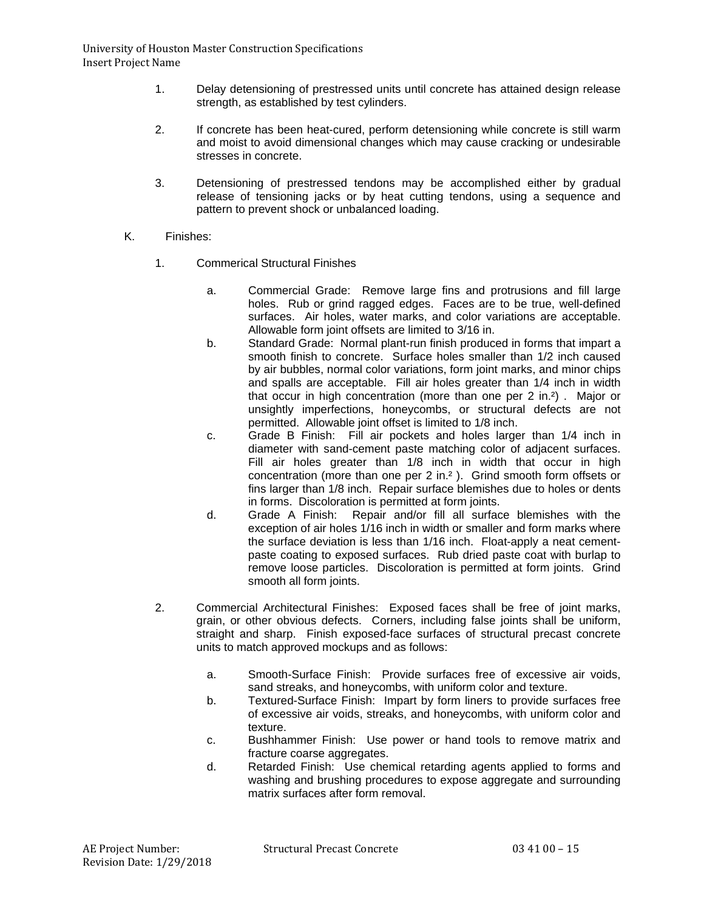1. Delay detensioning of prestressed units until concrete has attained design release strength, as established by test cylinders.

2. If concrete has been heat-cured, perform detensioning while concrete is still warm and moist to avoid dimensional changes which may cause cracking or undesirable stresses in concrete.

3. Detensioning of prestressed tendons may be accomplished either by gradual release of tensioning jacks or by heat cutting tendons, using a sequence and pattern to prevent shock or unbalanced loading.

K. Finishes:

1. Commerical Structural Finishes

   a. Commercial Grade: Remove large fins and protrusions and fill large holes. Rub or grind ragged edges. Faces are to be true, well-defined surfaces. Air holes, water marks, and color variations are acceptable. Allowable form joint offsets are limited to 3/16 in.

   b. Standard Grade: Normal plant-run finish produced in forms that impart a smooth finish to concrete. Surface holes smaller than 1/2 inch caused by air bubbles, normal color variations, form joint marks, and minor chips and spalls are acceptable. Fill air holes greater than 1/4 inch in width that occur in high concentration (more than one per 2 in.$^2$) . Major or unsightly imperfections, honeycombs, or structural defects are not permitted. Allowable joint offset is limited to 1/8 inch.

   c. Grade B Finish: Fill air pockets and holes larger than 1/4 inch in diameter with sand-cement paste matching color of adjacent surfaces. Fill air holes greater than 1/8 inch in width that occur in high concentration (more than one per 2 in.$^2$ ). Grind smooth form offsets or fins larger than 1/8 inch. Repair surface blemishes due to holes or dents in forms. Discoloration is permitted at form joints.

   d. Grade A Finish: Repair and/or fill all surface blemishes with the exception of air holes 1/16 inch in width or smaller and form marks where the surface deviation is less than 1/16 inch. Float-apply a neat cement-paste coating to exposed surfaces. Rub dried paste coat with burlap to remove loose particles. Discoloration is permitted at form joints. Grind smooth all form joints.

2. Commercial Architectural Finishes: Exposed faces shall be free of joint marks, grain, or other obvious defects. Corners, including false joints shall be uniform, straight and sharp. Finish exposed-face surfaces of structural precast concrete units to match approved mockups and as follows:

   a. Smooth-Surface Finish: Provide surfaces free of excessive air voids, sand streaks, and honeycombs, with uniform color and texture.

   b. Textured-Surface Finish: Impart by form liners to provide surfaces free of excessive air voids, streaks, and honeycombs, with uniform color and texture.

   c. Bushhammer Finish: Use power or hand tools to remove matrix and fracture coarse aggregates.

   d. Retarded Finish: Use chemical retarding agents applied to forms and washing and brushing procedures to expose aggregate and surrounding matrix surfaces after form removal.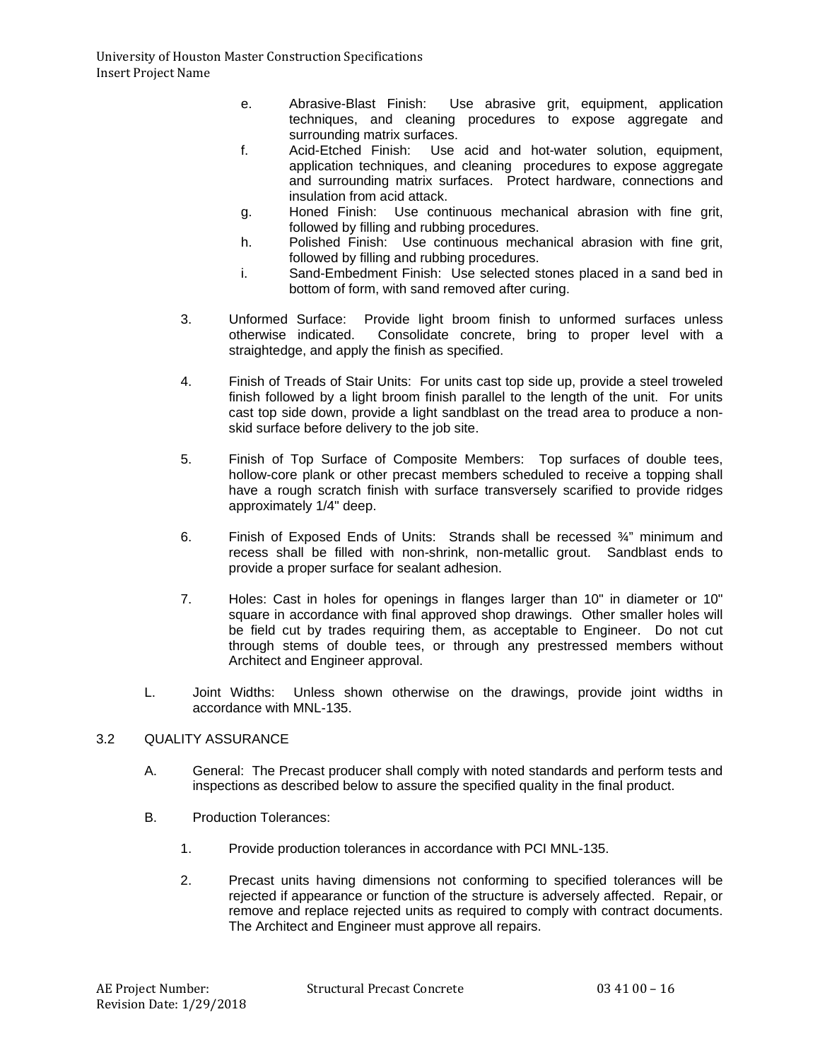e. Abrasive-Blast Finish: Use abrasive grit, equipment, application techniques, and cleaning procedures to expose aggregate and surrounding matrix surfaces.

f. Acid-Etched Finish: Use acid and hot-water solution, equipment, application techniques, and cleaning procedures to expose aggregate and surrounding matrix surfaces. Protect hardware, connections and insulation from acid attack.

g. Honed Finish: Use continuous mechanical abrasion with fine grit, followed by filling and rubbing procedures.

h. Polished Finish: Use continuous mechanical abrasion with fine grit, followed by filling and rubbing procedures.

i. Sand-Embedment Finish: Use selected stones placed in a sand bed in bottom of form, with sand removed after curing.

3. Unformed Surface: Provide light broom finish to unformed surfaces unless otherwise indicated. Consolidate concrete, bring to proper level with a straightedge, and apply the finish as specified.

4. Finish of Treads of Stair Units: For units cast top side up, provide a steel troweled finish followed by a light broom finish parallel to the length of the unit. For units cast top side down, provide a light sandblast on the tread area to produce a non-skid surface before delivery to the job site.

5. Finish of Top Surface of Composite Members: Top surfaces of double tees, hollow-core plank or other precast members scheduled to receive a topping shall have a rough scratch finish with surface transversely scarified to provide ridges approximately 1/4" deep.

6. Finish of Exposed Ends of Units: Strands shall be recessed ¾" minimum and recess shall be filled with non-shrink, non-metallic grout. Sandblast ends to provide a proper surface for sealant adhesion.

7. Holes: Cast in holes for openings in flanges larger than 10" in diameter or 10" square in accordance with final approved shop drawings. Other smaller holes will be field cut by trades requiring them, as acceptable to Engineer. Do not cut through stems of double tees, or through any prestressed members without Architect and Engineer approval.

L. Joint Widths: Unless shown otherwise on the drawings, provide joint widths in accordance with MNL-135.

## 3.2 QUALITY ASSURANCE

A. General: The Precast producer shall comply with noted standards and perform tests and inspections as described below to assure the specified quality in the final product.

B. Production Tolerances:

1. Provide production tolerances in accordance with PCI MNL-135.

2. Precast units having dimensions not conforming to specified tolerances will be rejected if appearance or function of the structure is adversely affected. Repair, or remove and replace rejected units as required to comply with contract documents. The Architect and Engineer must approve all repairs.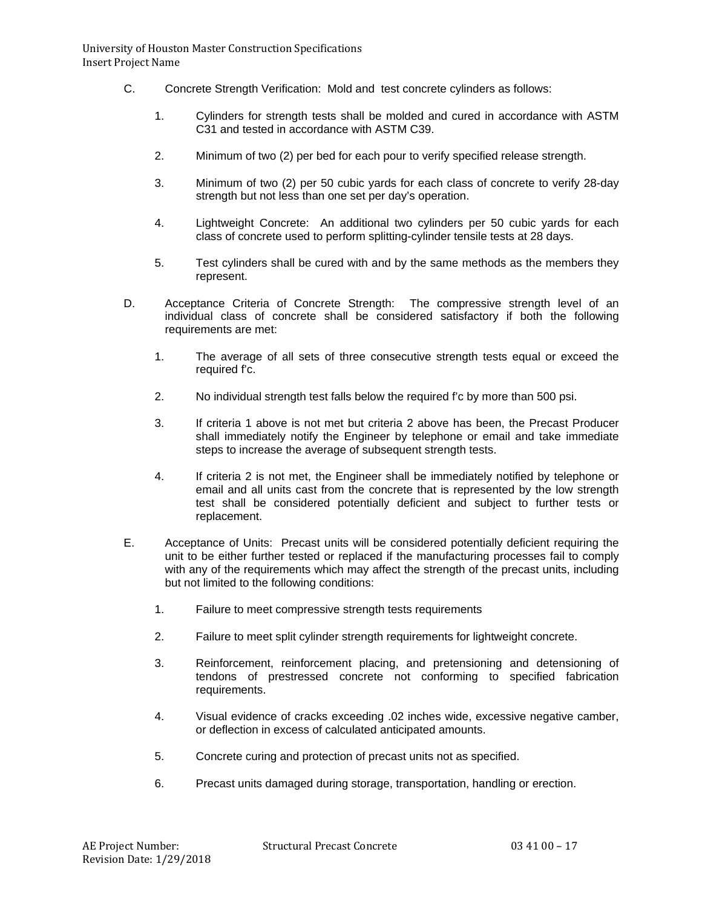C. Concrete Strength Verification: Mold and test concrete cylinders as follows:

1. Cylinders for strength tests shall be molded and cured in accordance with ASTM C31 and tested in accordance with ASTM C39.

2. Minimum of two (2) per bed for each pour to verify specified release strength.

3. Minimum of two (2) per 50 cubic yards for each class of concrete to verify 28-day strength but not less than one set per day's operation.

4. Lightweight Concrete: An additional two cylinders per 50 cubic yards for each class of concrete used to perform splitting-cylinder tensile tests at 28 days.

5. Test cylinders shall be cured with and by the same methods as the members they represent.

D. Acceptance Criteria of Concrete Strength: The compressive strength level of an individual class of concrete shall be considered satisfactory if both the following requirements are met:

1. The average of all sets of three consecutive strength tests equal or exceed the required f'c.

2. No individual strength test falls below the required f'c by more than 500 psi.

3. If criteria 1 above is not met but criteria 2 above has been, the Precast Producer shall immediately notify the Engineer by telephone or email and take immediate steps to increase the average of subsequent strength tests.

4. If criteria 2 is not met, the Engineer shall be immediately notified by telephone or email and all units cast from the concrete that is represented by the low strength test shall be considered potentially deficient and subject to further tests or replacement.

E. Acceptance of Units: Precast units will be considered potentially deficient requiring the unit to be either further tested or replaced if the manufacturing processes fail to comply with any of the requirements which may affect the strength of the precast units, including but not limited to the following conditions:

1. Failure to meet compressive strength tests requirements

2. Failure to meet split cylinder strength requirements for lightweight concrete.

3. Reinforcement, reinforcement placing, and pretensioning and detensioning of tendons of prestressed concrete not conforming to specified fabrication requirements.

4. Visual evidence of cracks exceeding .02 inches wide, excessive negative camber, or deflection in excess of calculated anticipated amounts.

5. Concrete curing and protection of precast units not as specified.

6. Precast units damaged during storage, transportation, handling or erection.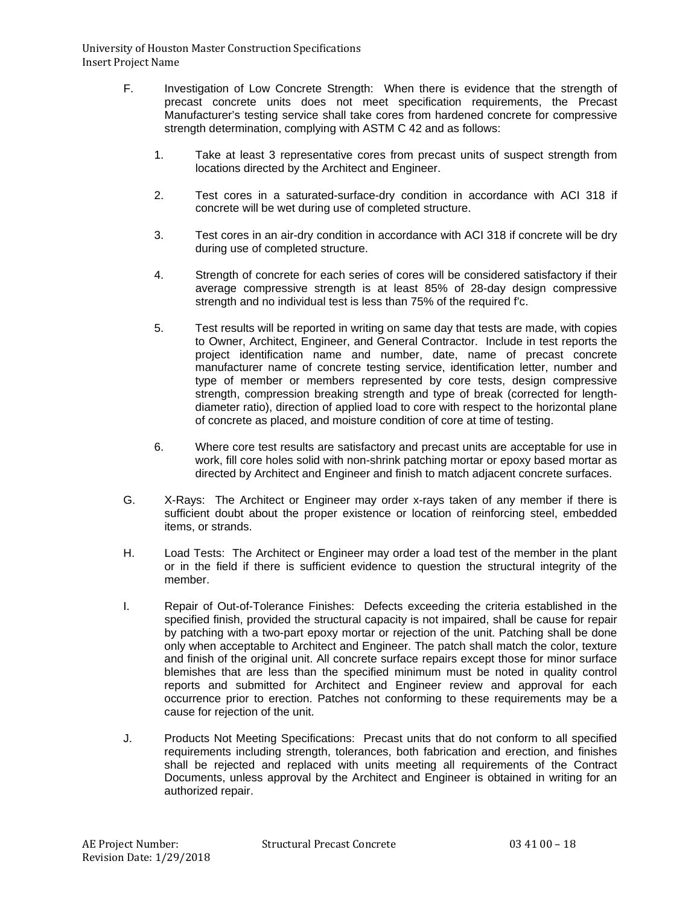F. Investigation of Low Concrete Strength: When there is evidence that the strength of precast concrete units does not meet specification requirements, the Precast Manufacturer's testing service shall take cores from hardened concrete for compressive strength determination, complying with ASTM C 42 and as follows:

1. Take at least 3 representative cores from precast units of suspect strength from locations directed by the Architect and Engineer.

2. Test cores in a saturated-surface-dry condition in accordance with ACI 318 if concrete will be wet during use of completed structure.

3. Test cores in an air-dry condition in accordance with ACI 318 if concrete will be dry during use of completed structure.

4. Strength of concrete for each series of cores will be considered satisfactory if their average compressive strength is at least 85% of 28-day design compressive strength and no individual test is less than 75% of the required f'c.

5. Test results will be reported in writing on same day that tests are made, with copies to Owner, Architect, Engineer, and General Contractor. Include in test reports the project identification name and number, date, name of precast concrete manufacturer name of concrete testing service, identification letter, number and type of member or members represented by core tests, design compressive strength, compression breaking strength and type of break (corrected for length-diameter ratio), direction of applied load to core with respect to the horizontal plane of concrete as placed, and moisture condition of core at time of testing.

6. Where core test results are satisfactory and precast units are acceptable for use in work, fill core holes solid with non-shrink patching mortar or epoxy based mortar as directed by Architect and Engineer and finish to match adjacent concrete surfaces.

G. X-Rays: The Architect or Engineer may order x-rays taken of any member if there is sufficient doubt about the proper existence or location of reinforcing steel, embedded items, or strands.

H. Load Tests: The Architect or Engineer may order a load test of the member in the plant or in the field if there is sufficient evidence to question the structural integrity of the member.

I. Repair of Out-of-Tolerance Finishes: Defects exceeding the criteria established in the specified finish, provided the structural capacity is not impaired, shall be cause for repair by patching with a two-part epoxy mortar or rejection of the unit. Patching shall be done only when acceptable to Architect and Engineer. The patch shall match the color, texture and finish of the original unit. All concrete surface repairs except those for minor surface blemishes that are less than the specified minimum must be noted in quality control reports and submitted for Architect and Engineer review and approval for each occurrence prior to erection. Patches not conforming to these requirements may be a cause for rejection of the unit.

J. Products Not Meeting Specifications: Precast units that do not conform to all specified requirements including strength, tolerances, both fabrication and erection, and finishes shall be rejected and replaced with units meeting all requirements of the Contract Documents, unless approval by the Architect and Engineer is obtained in writing for an authorized repair.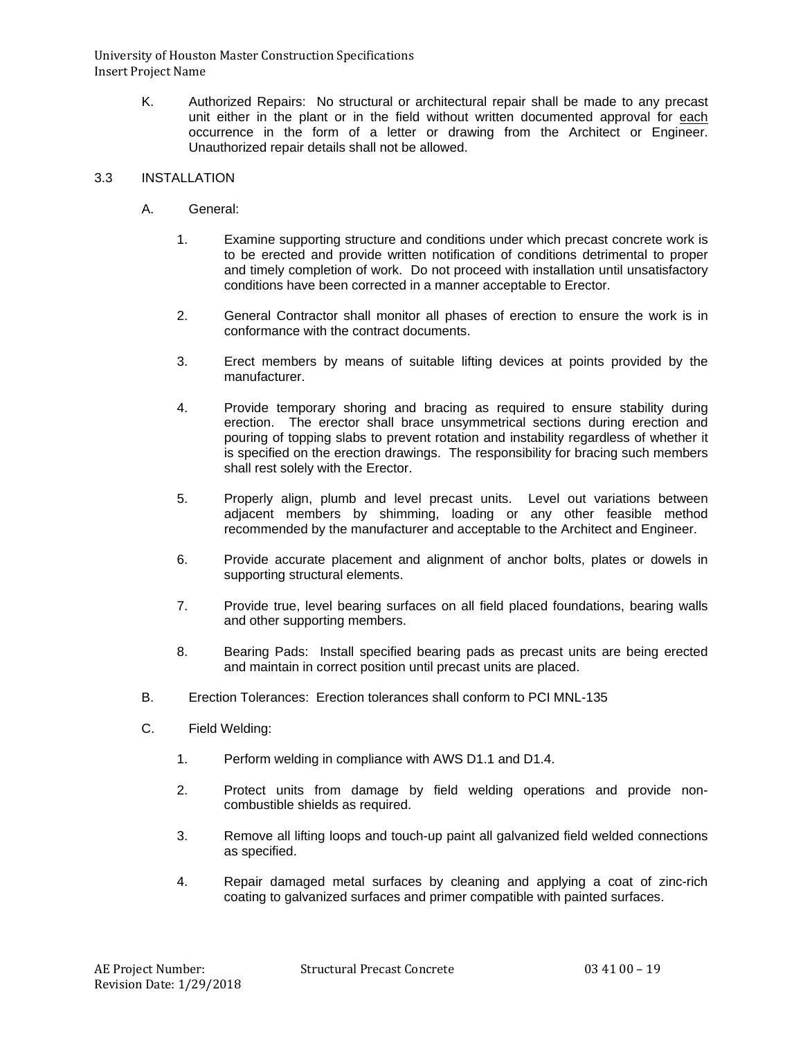K. Authorized Repairs: No structural or architectural repair shall be made to any precast unit either in the plant or in the field without written documented approval for each occurrence in the form of a letter or drawing from the Architect or Engineer. Unauthorized repair details shall not be allowed.

## 3.3 INSTALLATION

A. General:

1. Examine supporting structure and conditions under which precast concrete work is to be erected and provide written notification of conditions detrimental to proper and timely completion of work. Do not proceed with installation until unsatisfactory conditions have been corrected in a manner acceptable to Erector.

2. General Contractor shall monitor all phases of erection to ensure the work is in conformance with the contract documents.

3. Erect members by means of suitable lifting devices at points provided by the manufacturer.

4. Provide temporary shoring and bracing as required to ensure stability during erection. The erector shall brace unsymmetrical sections during erection and pouring of topping slabs to prevent rotation and instability regardless of whether it is specified on the erection drawings. The responsibility for bracing such members shall rest solely with the Erector.

5. Properly align, plumb and level precast units. Level out variations between adjacent members by shimming, loading or any other feasible method recommended by the manufacturer and acceptable to the Architect and Engineer.

6. Provide accurate placement and alignment of anchor bolts, plates or dowels in supporting structural elements.

7. Provide true, level bearing surfaces on all field placed foundations, bearing walls and other supporting members.

8. Bearing Pads: Install specified bearing pads as precast units are being erected and maintain in correct position until precast units are placed.

B. Erection Tolerances: Erection tolerances shall conform to PCI MNL-135

C. Field Welding:

1. Perform welding in compliance with AWS D1.1 and D1.4.

2. Protect units from damage by field welding operations and provide non-combustible shields as required.

3. Remove all lifting loops and touch-up paint all galvanized field welded connections as specified.

4. Repair damaged metal surfaces by cleaning and applying a coat of zinc-rich coating to galvanized surfaces and primer compatible with painted surfaces.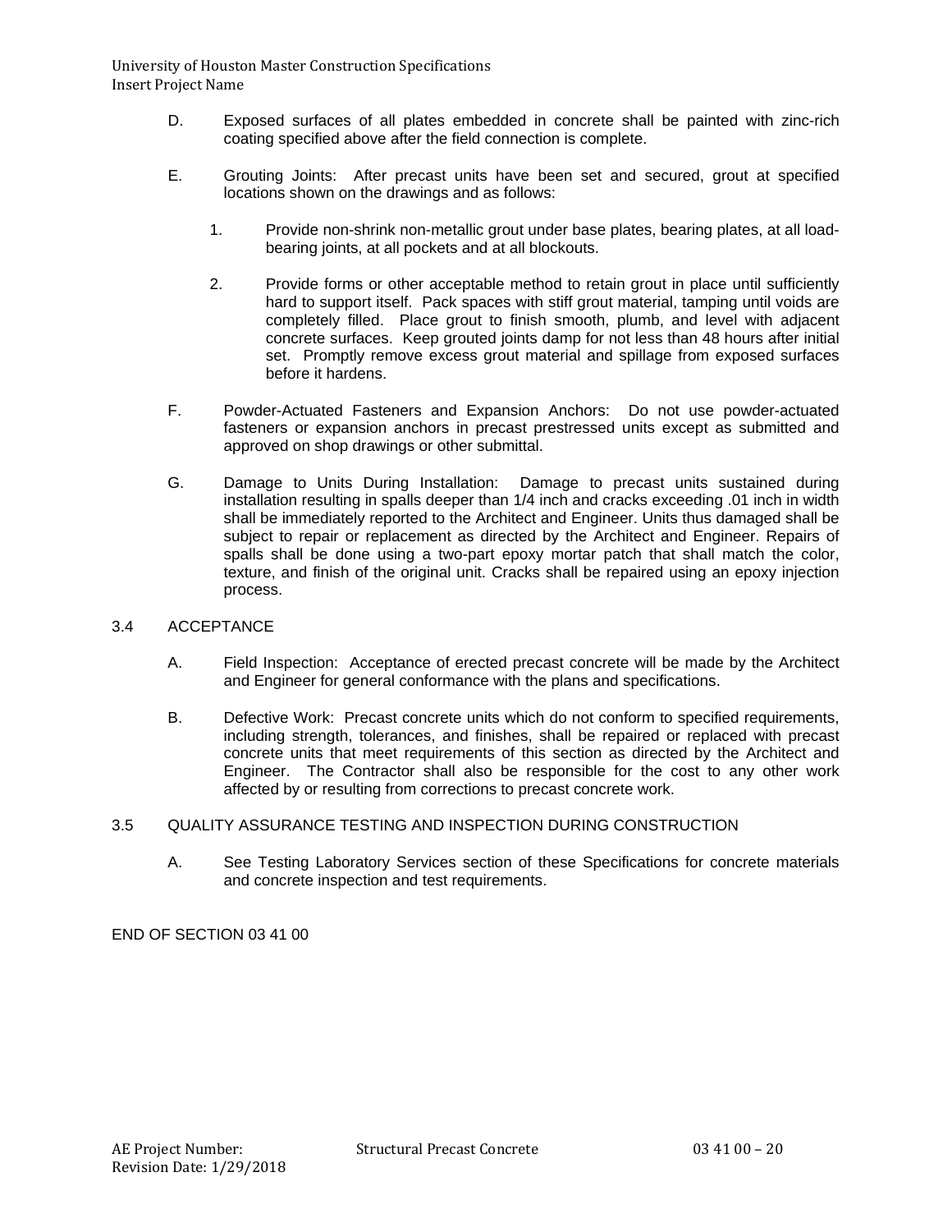D. Exposed surfaces of all plates embedded in concrete shall be painted with zinc-rich coating specified above after the field connection is complete.

E. Grouting Joints: After precast units have been set and secured, grout at specified locations shown on the drawings and as follows:

1. Provide non-shrink non-metallic grout under base plates, bearing plates, at all load-bearing joints, at all pockets and at all blockouts.

2. Provide forms or other acceptable method to retain grout in place until sufficiently hard to support itself. Pack spaces with stiff grout material, tamping until voids are completely filled. Place grout to finish smooth, plumb, and level with adjacent concrete surfaces. Keep grouted joints damp for not less than 48 hours after initial set. Promptly remove excess grout material and spillage from exposed surfaces before it hardens.

F. Powder-Actuated Fasteners and Expansion Anchors: Do not use powder-actuated fasteners or expansion anchors in precast prestressed units except as submitted and approved on shop drawings or other submittal.

G. Damage to Units During Installation: Damage to precast units sustained during installation resulting in spalls deeper than 1/4 inch and cracks exceeding .01 inch in width shall be immediately reported to the Architect and Engineer. Units thus damaged shall be subject to repair or replacement as directed by the Architect and Engineer. Repairs of spalls shall be done using a two-part epoxy mortar patch that shall match the color, texture, and finish of the original unit. Cracks shall be repaired using an epoxy injection process.

## 3.4 ACCEPTANCE

A. Field Inspection: Acceptance of erected precast concrete will be made by the Architect and Engineer for general conformance with the plans and specifications.

B. Defective Work: Precast concrete units which do not conform to specified requirements, including strength, tolerances, and finishes, shall be repaired or replaced with precast concrete units that meet requirements of this section as directed by the Architect and Engineer. The Contractor shall also be responsible for the cost to any other work affected by or resulting from corrections to precast concrete work.

## 3.5 QUALITY ASSURANCE TESTING AND INSPECTION DURING CONSTRUCTION

A. See Testing Laboratory Services section of these Specifications for concrete materials and concrete inspection and test requirements.

END OF SECTION 03 41 00